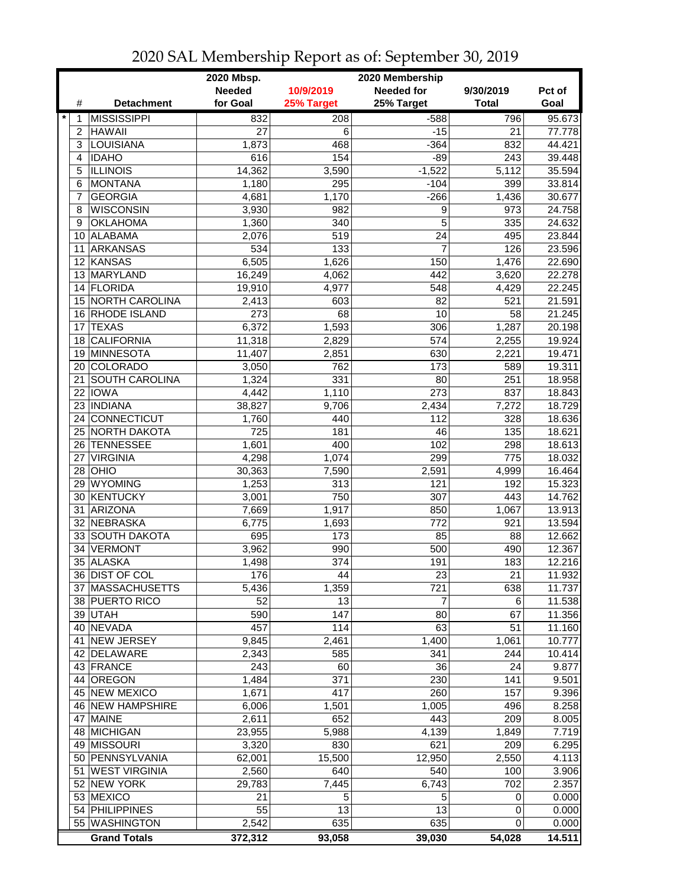# 2020 SAL Membership Report as of: September 30, 2019

| | # | Detachment | 2020 Mbsp. Needed for Goal | 10/9/2019 25% Target | 2020 Membership Needed for 25% Target | 9/30/2019 Total | Pct of Goal |
|---|---|---|---|---|---|---|---|
| * | 1 | MISSISSIPPI | 832 | 208 | -588 | 796 | 95.673 |
| | 2 | HAWAII | 27 | 6 | -15 | 21 | 77.778 |
| | 3 | LOUISIANA | 1,873 | 468 | -364 | 832 | 44.421 |
| | 4 | IDAHO | 616 | 154 | -89 | 243 | 39.448 |
| | 5 | ILLINOIS | 14,362 | 3,590 | -1,522 | 5,112 | 35.594 |
| | 6 | MONTANA | 1,180 | 295 | -104 | 399 | 33.814 |
| | 7 | GEORGIA | 4,681 | 1,170 | -266 | 1,436 | 30.677 |
| | 8 | WISCONSIN | 3,930 | 982 | 9 | 973 | 24.758 |
| | 9 | OKLAHOMA | 1,360 | 340 | 5 | 335 | 24.632 |
| | 10 | ALABAMA | 2,076 | 519 | 24 | 495 | 23.844 |
| | 11 | ARKANSAS | 534 | 133 | 7 | 126 | 23.596 |
| | 12 | KANSAS | 6,505 | 1,626 | 150 | 1,476 | 22.690 |
| | 13 | MARYLAND | 16,249 | 4,062 | 442 | 3,620 | 22.278 |
| | 14 | FLORIDA | 19,910 | 4,977 | 548 | 4,429 | 22.245 |
| | 15 | NORTH CAROLINA | 2,413 | 603 | 82 | 521 | 21.591 |
| | 16 | RHODE ISLAND | 273 | 68 | 10 | 58 | 21.245 |
| | 17 | TEXAS | 6,372 | 1,593 | 306 | 1,287 | 20.198 |
| | 18 | CALIFORNIA | 11,318 | 2,829 | 574 | 2,255 | 19.924 |
| | 19 | MINNESOTA | 11,407 | 2,851 | 630 | 2,221 | 19.471 |
| | 20 | COLORADO | 3,050 | 762 | 173 | 589 | 19.311 |
| | 21 | SOUTH CAROLINA | 1,324 | 331 | 80 | 251 | 18.958 |
| | 22 | IOWA | 4,442 | 1,110 | 273 | 837 | 18.843 |
| | 23 | INDIANA | 38,827 | 9,706 | 2,434 | 7,272 | 18.729 |
| | 24 | CONNECTICUT | 1,760 | 440 | 112 | 328 | 18.636 |
| | 25 | NORTH DAKOTA | 725 | 181 | 46 | 135 | 18.621 |
| | 26 | TENNESSEE | 1,601 | 400 | 102 | 298 | 18.613 |
| | 27 | VIRGINIA | 4,298 | 1,074 | 299 | 775 | 18.032 |
| | 28 | OHIO | 30,363 | 7,590 | 2,591 | 4,999 | 16.464 |
| | 29 | WYOMING | 1,253 | 313 | 121 | 192 | 15.323 |
| | 30 | KENTUCKY | 3,001 | 750 | 307 | 443 | 14.762 |
| | 31 | ARIZONA | 7,669 | 1,917 | 850 | 1,067 | 13.913 |
| | 32 | NEBRASKA | 6,775 | 1,693 | 772 | 921 | 13.594 |
| | 33 | SOUTH DAKOTA | 695 | 173 | 85 | 88 | 12.662 |
| | 34 | VERMONT | 3,962 | 990 | 500 | 490 | 12.367 |
| | 35 | ALASKA | 1,498 | 374 | 191 | 183 | 12.216 |
| | 36 | DIST OF COL | 176 | 44 | 23 | 21 | 11.932 |
| | 37 | MASSACHUSETTS | 5,436 | 1,359 | 721 | 638 | 11.737 |
| | 38 | PUERTO RICO | 52 | 13 | 7 | 6 | 11.538 |
| | 39 | UTAH | 590 | 147 | 80 | 67 | 11.356 |
| | 40 | NEVADA | 457 | 114 | 63 | 51 | 11.160 |
| | 41 | NEW JERSEY | 9,845 | 2,461 | 1,400 | 1,061 | 10.777 |
| | 42 | DELAWARE | 2,343 | 585 | 341 | 244 | 10.414 |
| | 43 | FRANCE | 243 | 60 | 36 | 24 | 9.877 |
| | 44 | OREGON | 1,484 | 371 | 230 | 141 | 9.501 |
| | 45 | NEW MEXICO | 1,671 | 417 | 260 | 157 | 9.396 |
| | 46 | NEW HAMPSHIRE | 6,006 | 1,501 | 1,005 | 496 | 8.258 |
| | 47 | MAINE | 2,611 | 652 | 443 | 209 | 8.005 |
| | 48 | MICHIGAN | 23,955 | 5,988 | 4,139 | 1,849 | 7.719 |
| | 49 | MISSOURI | 3,320 | 830 | 621 | 209 | 6.295 |
| | 50 | PENNSYLVANIA | 62,001 | 15,500 | 12,950 | 2,550 | 4.113 |
| | 51 | WEST VIRGINIA | 2,560 | 640 | 540 | 100 | 3.906 |
| | 52 | NEW YORK | 29,783 | 7,445 | 6,743 | 702 | 2.357 |
| | 53 | MEXICO | 21 | 5 | 5 | 0 | 0.000 |
| | 54 | PHILIPPINES | 55 | 13 | 13 | 0 | 0.000 |
| | 55 | WASHINGTON | 2,542 | 635 | 635 | 0 | 0.000 |
| | | **Grand Totals** | **372,312** | **93,058** | **39,030** | **54,028** | **14.511** |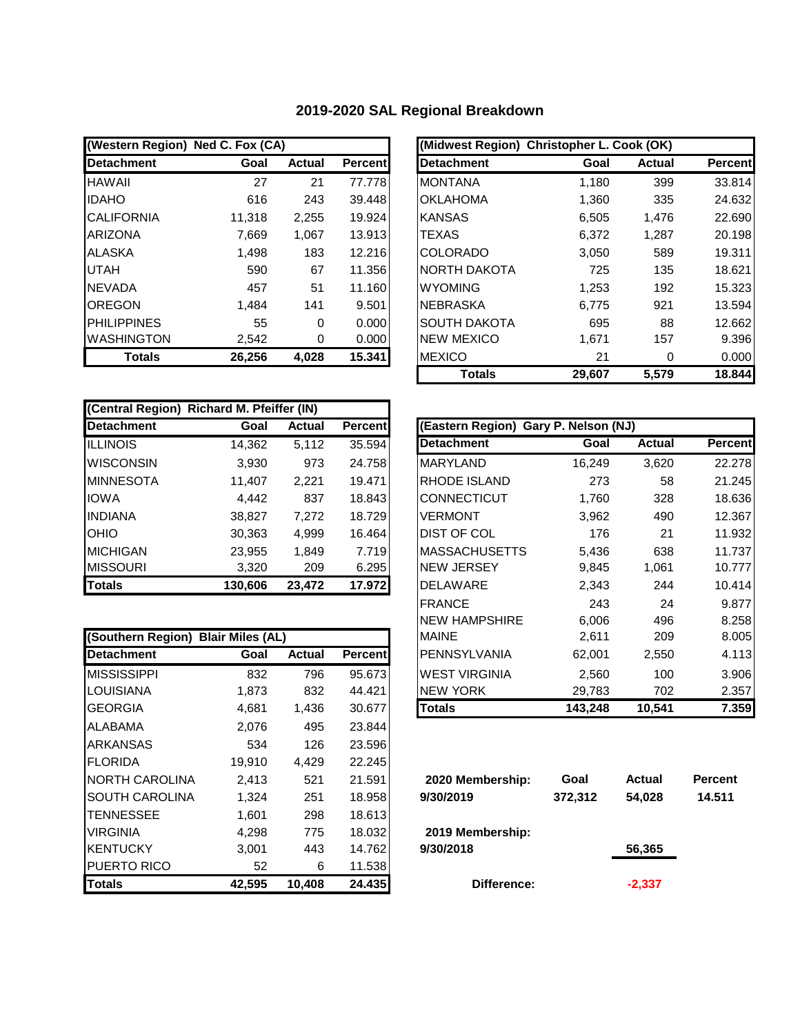# 2019-2020 SAL Regional Breakdown

| (Western Region) Ned C. Fox (CA) | | | |
|---|---|---|---|
| **Detachment** | **Goal** | **Actual** | **Percent** |
| HAWAII | 27 | 21 | 77.778 |
| IDAHO | 616 | 243 | 39.448 |
| CALIFORNIA | 11,318 | 2,255 | 19.924 |
| ARIZONA | 7,669 | 1,067 | 13.913 |
| ALASKA | 1,498 | 183 | 12.216 |
| UTAH | 590 | 67 | 11.356 |
| NEVADA | 457 | 51 | 11.160 |
| OREGON | 1,484 | 141 | 9.501 |
| PHILIPPINES | 55 | 0 | 0.000 |
| WASHINGTON | 2,542 | 0 | 0.000 |
| **Totals** | **26,256** | **4,028** | **15.341** |

| (Midwest Region) Christopher L. Cook (OK) | | | |
|---|---|---|---|
| **Detachment** | **Goal** | **Actual** | **Percent** |
| MONTANA | 1,180 | 399 | 33.814 |
| OKLAHOMA | 1,360 | 335 | 24.632 |
| KANSAS | 6,505 | 1,476 | 22.690 |
| TEXAS | 6,372 | 1,287 | 20.198 |
| COLORADO | 3,050 | 589 | 19.311 |
| NORTH DAKOTA | 725 | 135 | 18.621 |
| WYOMING | 1,253 | 192 | 15.323 |
| NEBRASKA | 6,775 | 921 | 13.594 |
| SOUTH DAKOTA | 695 | 88 | 12.662 |
| NEW MEXICO | 1,671 | 157 | 9.396 |
| MEXICO | 21 | 0 | 0.000 |
| **Totals** | **29,607** | **5,579** | **18.844** |

| (Central Region) Richard M. Pfeiffer (IN) | | | |
|---|---|---|---|
| **Detachment** | **Goal** | **Actual** | **Percent** |
| ILLINOIS | 14,362 | 5,112 | 35.594 |
| WISCONSIN | 3,930 | 973 | 24.758 |
| MINNESOTA | 11,407 | 2,221 | 19.471 |
| IOWA | 4,442 | 837 | 18.843 |
| INDIANA | 38,827 | 7,272 | 18.729 |
| OHIO | 30,363 | 4,999 | 16.464 |
| MICHIGAN | 23,955 | 1,849 | 7.719 |
| MISSOURI | 3,320 | 209 | 6.295 |
| **Totals** | **130,606** | **23,472** | **17.972** |

| (Eastern Region) Gary P. Nelson (NJ) | | | |
|---|---|---|---|
| **Detachment** | **Goal** | **Actual** | **Percent** |
| MARYLAND | 16,249 | 3,620 | 22.278 |
| RHODE ISLAND | 273 | 58 | 21.245 |
| CONNECTICUT | 1,760 | 328 | 18.636 |
| VERMONT | 3,962 | 490 | 12.367 |
| DIST OF COL | 176 | 21 | 11.932 |
| MASSACHUSETTS | 5,436 | 638 | 11.737 |
| NEW JERSEY | 9,845 | 1,061 | 10.777 |
| DELAWARE | 2,343 | 244 | 10.414 |
| FRANCE | 243 | 24 | 9.877 |
| NEW HAMPSHIRE | 6,006 | 496 | 8.258 |
| MAINE | 2,611 | 209 | 8.005 |
| PENNSYLVANIA | 62,001 | 2,550 | 4.113 |
| WEST VIRGINIA | 2,560 | 100 | 3.906 |
| NEW YORK | 29,783 | 702 | 2.357 |
| **Totals** | **143,248** | **10,541** | **7.359** |

| (Southern Region) Blair Miles (AL) | | | |
|---|---|---|---|
| **Detachment** | **Goal** | **Actual** | **Percent** |
| MISSISSIPPI | 832 | 796 | 95.673 |
| LOUISIANA | 1,873 | 832 | 44.421 |
| GEORGIA | 4,681 | 1,436 | 30.677 |
| ALABAMA | 2,076 | 495 | 23.844 |
| ARKANSAS | 534 | 126 | 23.596 |
| FLORIDA | 19,910 | 4,429 | 22.245 |
| NORTH CAROLINA | 2,413 | 521 | 21.591 |
| SOUTH CAROLINA | 1,324 | 251 | 18.958 |
| TENNESSEE | 1,601 | 298 | 18.613 |
| VIRGINIA | 4,298 | 775 | 18.032 |
| KENTUCKY | 3,001 | 443 | 14.762 |
| PUERTO RICO | 52 | 6 | 11.538 |
| **Totals** | **42,595** | **10,408** | **24.435** |

| | **Goal** | **Actual** | **Percent** |
|---|---|---|---|
| **2020 Membership:** 9/30/2019 | **372,312** | **54,028** | **14.511** |
| **2019 Membership:** 9/30/2018 | | **56,365** | |
| **Difference:** | | **-2,337** | |